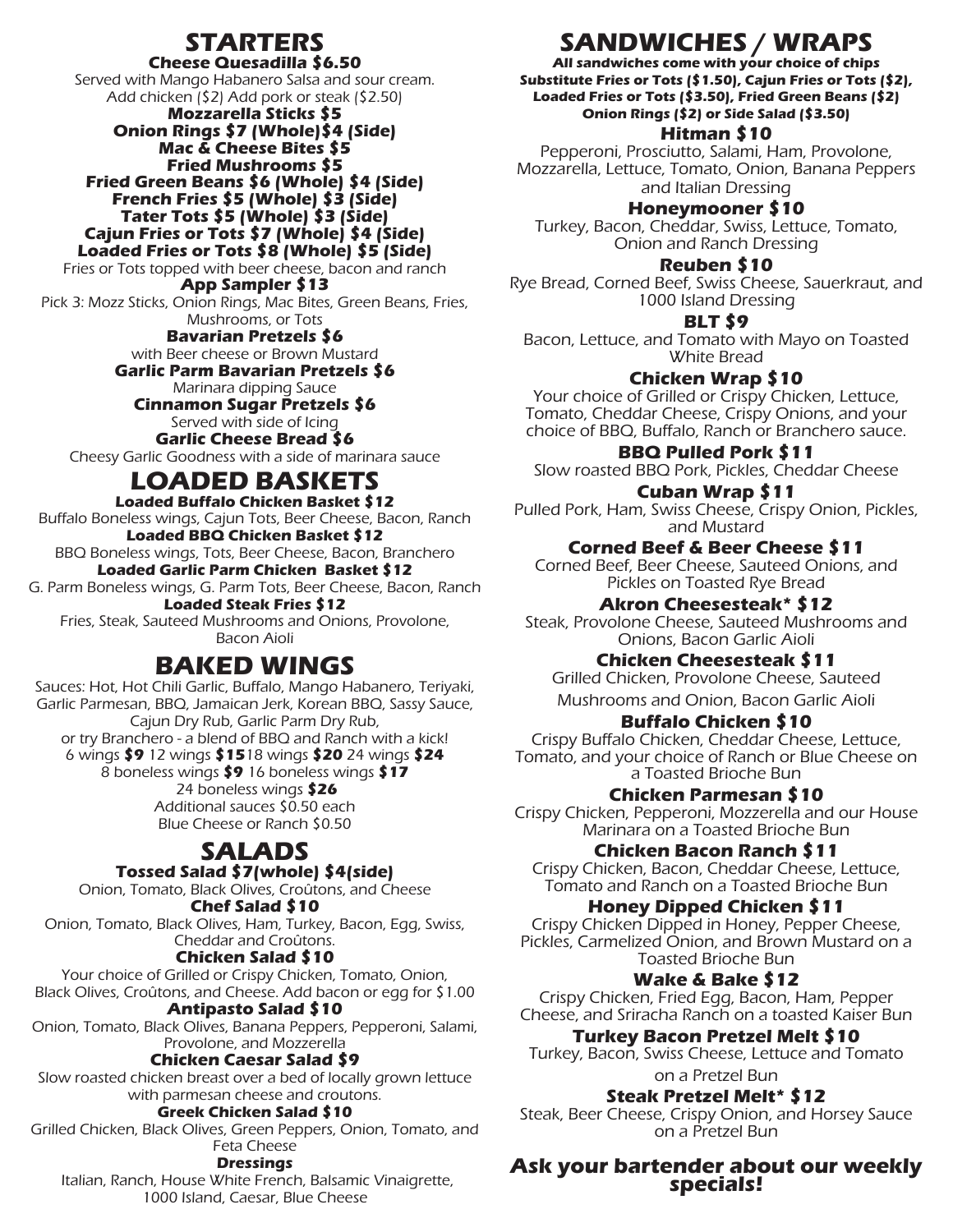# STARTERS

**Cheese Quesadilla $6.50**
Served with Mango Habanero Salsa and sour cream.
Add chicken ($2) Add pork or steak ($2.50)

**Mozzarella Sticks $5**

**Onion Rings $7 (Whole)$4 (Side)**

**Mac & Cheese Bites $5**

**Fried Mushrooms $5**

**Fried Green Beans $6 (Whole) $4 (Side)**

**French Fries $5 (Whole) $3 (Side)**

**Tater Tots $5 (Whole) $3 (Side)**

**Cajun Fries or Tots $7 (Whole) $4 (Side)**

**Loaded Fries or Tots $8 (Whole) $5 (Side)**
Fries or Tots topped with beer cheese, bacon and ranch

**App Sampler $13**
Pick 3: Mozz Sticks, Onion Rings, Mac Bites, Green Beans, Fries, Mushrooms, or Tots

**Bavarian Pretzels $6**
with Beer cheese or Brown Mustard

**Garlic Parm Bavarian Pretzels $6**
Marinara dipping Sauce

**Cinnamon Sugar Pretzels $6**
Served with side of Icing

**Garlic Cheese Bread $6**
Cheesy Garlic Goodness with a side of marinara sauce

# LOADED BASKETS

**Loaded Buffalo Chicken Basket $12**
Buffalo Boneless wings, Cajun Tots, Beer Cheese, Bacon, Ranch

**Loaded BBQ Chicken Basket $12**
BBQ Boneless wings, Tots, Beer Cheese, Bacon, Branchero

**Loaded Garlic Parm Chicken Basket $12**
G. Parm Boneless wings, G. Parm Tots, Beer Cheese, Bacon, Ranch

**Loaded Steak Fries $12**
Fries, Steak, Sauteed Mushrooms and Onions, Provolone, Bacon Aioli

# BAKED WINGS

Sauces: Hot, Hot Chili Garlic, Buffalo, Mango Habanero, Teriyaki, Garlic Parmesan, BBQ, Jamaican Jerk, Korean BBQ, Sassy Sauce, Cajun Dry Rub, Garlic Parm Dry Rub,
or try Branchero - a blend of BBQ and Ranch with a kick!

6 wings **$9** 12 wings **$15** 18 wings **$20** 24 wings **$24**
8 boneless wings **$9** 16 boneless wings **$17**
24 boneless wings **$26**
Additional sauces $0.50 each
Blue Cheese or Ranch $0.50

# SALADS

**Tossed Salad $7(whole) $4(side)**
Onion, Tomato, Black Olives, Croûtons, and Cheese

**Chef Salad $10**
Onion, Tomato, Black Olives, Ham, Turkey, Bacon, Egg, Swiss, Cheddar and Croûtons.

**Chicken Salad $10**
Your choice of Grilled or Crispy Chicken, Tomato, Onion, Black Olives, Croûtons, and Cheese. Add bacon or egg for $1.00

**Antipasto Salad $10**
Onion, Tomato, Black Olives, Banana Peppers, Pepperoni, Salami, Provolone, and Mozzerella

**Chicken Caesar Salad $9**
Slow roasted chicken breast over a bed of locally grown lettuce with parmesan cheese and croutons.

**Greek Chicken Salad $10**
Grilled Chicken, Black Olives, Green Peppers, Onion, Tomato, and Feta Cheese

**Dressings**
Italian, Ranch, House White French, Balsamic Vinaigrette, 1000 Island, Caesar, Blue Cheese

# SANDWICHES / WRAPS

***All sandwiches come with your choice of chips***
**Substitute Fries or Tots ($1.50), Cajun Fries or Tots ($2), Loaded Fries or Tots ($3.50), Fried Green Beans ($2) Onion Rings ($2) or Side Salad ($3.50)**

**Hitman $10**
Pepperoni, Prosciutto, Salami, Ham, Provolone, Mozzarella, Lettuce, Tomato, Onion, Banana Peppers and Italian Dressing

**Honeymooner $10**
Turkey, Bacon, Cheddar, Swiss, Lettuce, Tomato, Onion and Ranch Dressing

**Reuben $10**
Rye Bread, Corned Beef, Swiss Cheese, Sauerkraut, and 1000 Island Dressing

**BLT $9**
Bacon, Lettuce, and Tomato with Mayo on Toasted White Bread

**Chicken Wrap $10**
Your choice of Grilled or Crispy Chicken, Lettuce, Tomato, Cheddar Cheese, Crispy Onions, and your choice of BBQ, Buffalo, Ranch or Branchero sauce.

**BBQ Pulled Pork $11**
Slow roasted BBQ Pork, Pickles, Cheddar Cheese

**Cuban Wrap $11**
Pulled Pork, Ham, Swiss Cheese, Crispy Onion, Pickles, and Mustard

**Corned Beef & Beer Cheese $11**
Corned Beef, Beer Cheese, Sauteed Onions, and Pickles on Toasted Rye Bread

**Akron Cheesesteak* $12**
Steak, Provolone Cheese, Sauteed Mushrooms and Onions, Bacon Garlic Aioli

**Chicken Cheesesteak $11**
Grilled Chicken, Provolone Cheese, Sauteed Mushrooms and Onion, Bacon Garlic Aioli

**Buffalo Chicken $10**
Crispy Buffalo Chicken, Cheddar Cheese, Lettuce, Tomato, and your choice of Ranch or Blue Cheese on a Toasted Brioche Bun

**Chicken Parmesan $10**
Crispy Chicken, Pepperoni, Mozzerella and our House Marinara on a Toasted Brioche Bun

**Chicken Bacon Ranch $11**
Crispy Chicken, Bacon, Cheddar Cheese, Lettuce, Tomato and Ranch on a Toasted Brioche Bun

**Honey Dipped Chicken $11**
Crispy Chicken Dipped in Honey, Pepper Cheese, Pickles, Carmelized Onion, and Brown Mustard on a Toasted Brioche Bun

**Wake & Bake $12**
Crispy Chicken, Fried Egg, Bacon, Ham, Pepper Cheese, and Sriracha Ranch on a toasted Kaiser Bun

**Turkey Bacon Pretzel Melt $10**
Turkey, Bacon, Swiss Cheese, Lettuce and Tomato on a Pretzel Bun

**Steak Pretzel Melt* $12**
Steak, Beer Cheese, Crispy Onion, and Horsey Sauce on a Pretzel Bun

**Ask your bartender about our weekly specials!**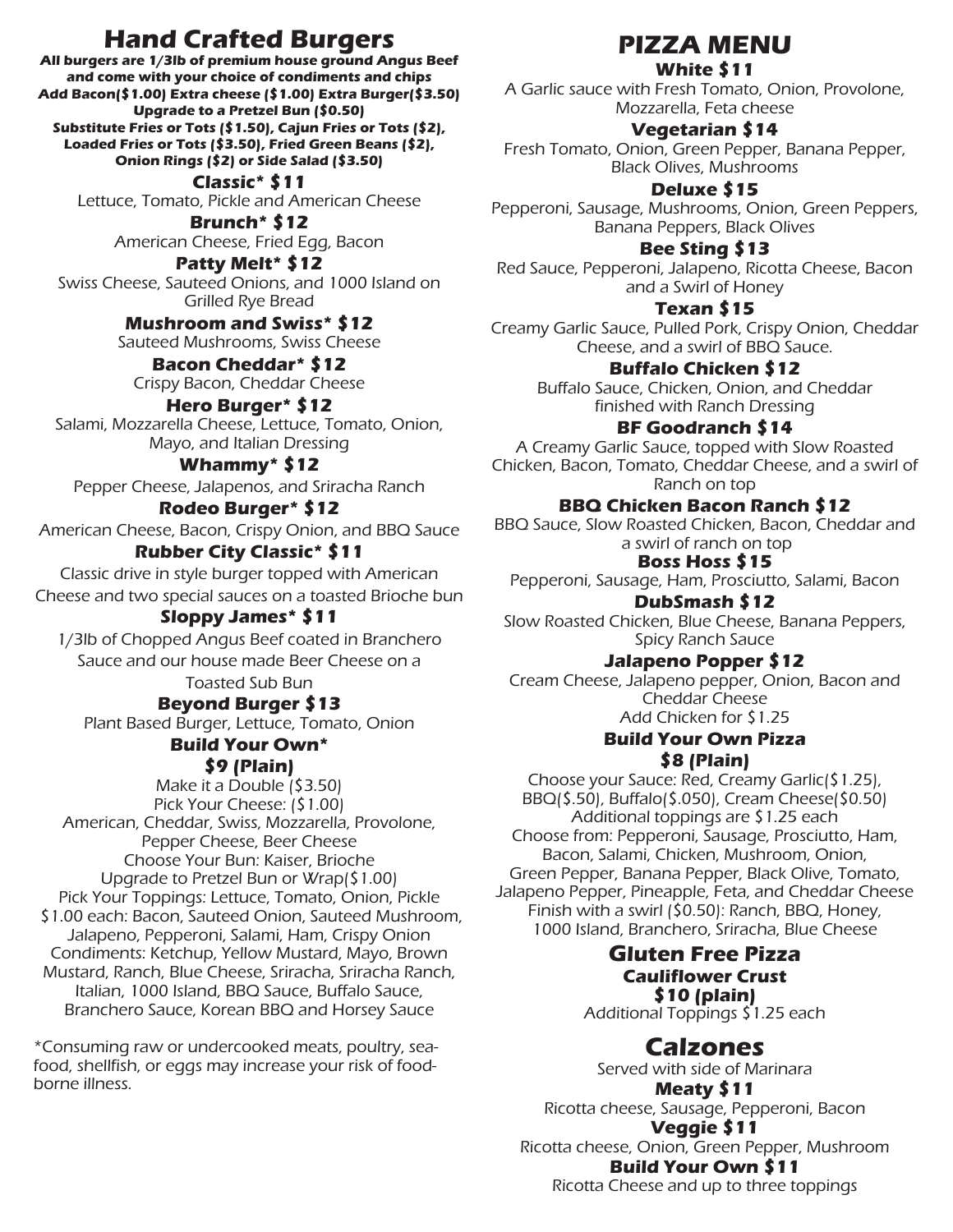# Hand Crafted Burgers

**All burgers are 1/3lb of premium house ground Angus Beef and come with your choice of condiments and chips**
**Add Bacon($1.00) Extra cheese ($1.00) Extra Burger($3.50)**
**Upgrade to a Pretzel Bun ($0.50)**
**Substitute Fries or Tots ($1.50), Cajun Fries or Tots ($2), Loaded Fries or Tots ($3.50), Fried Green Beans ($2), Onion Rings ($2) or Side Salad ($3.50)**

### Classic* $11
Lettuce, Tomato, Pickle and American Cheese

### Brunch* $12
American Cheese, Fried Egg, Bacon

### Patty Melt* $12
Swiss Cheese, Sauteed Onions, and 1000 Island on Grilled Rye Bread

### Mushroom and Swiss* $12
Sauteed Mushrooms, Swiss Cheese

### Bacon Cheddar* $12
Crispy Bacon, Cheddar Cheese

### Hero Burger* $12
Salami, Mozzarella Cheese, Lettuce, Tomato, Onion, Mayo, and Italian Dressing

### Whammy* $12
Pepper Cheese, Jalapenos, and Sriracha Ranch

### Rodeo Burger* $12
American Cheese, Bacon, Crispy Onion, and BBQ Sauce

### Rubber City Classic* $11
Classic drive in style burger topped with American Cheese and two special sauces on a toasted Brioche bun

### Sloppy James* $11
1/3lb of Chopped Angus Beef coated in Branchero Sauce and our house made Beer Cheese on a Toasted Sub Bun

### Beyond Burger $13
Plant Based Burger, Lettuce, Tomato, Onion

### Build Your Own*
### $9 (Plain)
Make it a Double ($3.50)
Pick Your Cheese: ($1.00)
American, Cheddar, Swiss, Mozzarella, Provolone, Pepper Cheese, Beer Cheese
Choose Your Bun: Kaiser, Brioche
Upgrade to Pretzel Bun or Wrap($1.00)
Pick Your Toppings: Lettuce, Tomato, Onion, Pickle
$1.00 each: Bacon, Sauteed Onion, Sauteed Mushroom, Jalapeno, Pepperoni, Salami, Ham, Crispy Onion
Condiments: Ketchup, Yellow Mustard, Mayo, Brown Mustard, Ranch, Blue Cheese, Sriracha, Sriracha Ranch, Italian, 1000 Island, BBQ Sauce, Buffalo Sauce, Branchero Sauce, Korean BBQ and Horsey Sauce

*Consuming raw or undercooked meats, poultry, seafood, shellfish, or eggs may increase your risk of foodborne illness.

# PIZZA MENU

### White $11
A Garlic sauce with Fresh Tomato, Onion, Provolone, Mozzarella, Feta cheese

### Vegetarian $14
Fresh Tomato, Onion, Green Pepper, Banana Pepper, Black Olives, Mushrooms

### Deluxe $15
Pepperoni, Sausage, Mushrooms, Onion, Green Peppers, Banana Peppers, Black Olives

### Bee Sting $13
Red Sauce, Pepperoni, Jalapeno, Ricotta Cheese, Bacon and a Swirl of Honey

### Texan $15
Creamy Garlic Sauce, Pulled Pork, Crispy Onion, Cheddar Cheese, and a swirl of BBQ Sauce.

### Buffalo Chicken $12
Buffalo Sauce, Chicken, Onion, and Cheddar finished with Ranch Dressing

### BF Goodranch $14
A Creamy Garlic Sauce, topped with Slow Roasted Chicken, Bacon, Tomato, Cheddar Cheese, and a swirl of Ranch on top

### BBQ Chicken Bacon Ranch $12
BBQ Sauce, Slow Roasted Chicken, Bacon, Cheddar and a swirl of ranch on top

### Boss Hoss $15
Pepperoni, Sausage, Ham, Prosciutto, Salami, Bacon

### DubSmash $12
Slow Roasted Chicken, Blue Cheese, Banana Peppers, Spicy Ranch Sauce

### Jalapeno Popper $12
Cream Cheese, Jalapeno pepper, Onion, Bacon and Cheddar Cheese
Add Chicken for $1.25

### Build Your Own Pizza
### $8 (Plain)
Choose your Sauce: Red, Creamy Garlic($1.25), BBQ($.50), Buffalo($.050), Cream Cheese($0.50)
Additional toppings are $1.25 each
Choose from: Pepperoni, Sausage, Prosciutto, Ham, Bacon, Salami, Chicken, Mushroom, Onion, Green Pepper, Banana Pepper, Black Olive, Tomato, Jalapeno Pepper, Pineapple, Feta, and Cheddar Cheese
Finish with a swirl ($0.50): Ranch, BBQ, Honey, 1000 Island, Branchero, Sriracha, Blue Cheese

## Gluten Free Pizza
### Cauliflower Crust
### $10 (plain)
Additional Toppings $1.25 each

# Calzones
Served with side of Marinara

### Meaty $11
Ricotta cheese, Sausage, Pepperoni, Bacon

### Veggie $11
Ricotta cheese, Onion, Green Pepper, Mushroom

### Build Your Own $11
Ricotta Cheese and up to three toppings